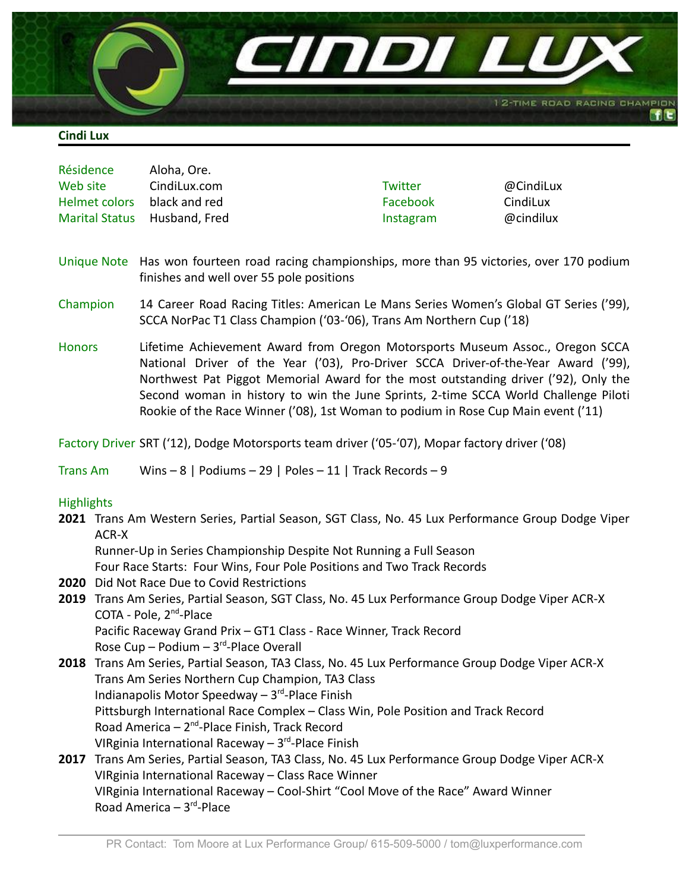CINDI LUX

12-TIME ROAD RACING CHAMPION

**Cindi Lux**

| | | | |
|---|---|---|---|
| Résidence | Aloha, Ore. | | |
| Web site | CindiLux.com | Twitter | @CindiLux |
| Helmet colors | black and red | Facebook | CindiLux |
| Marital Status | Husband, Fred | Instagram | @cindilux |

**Unique Note** — Has won fourteen road racing championships, more than 95 victories, over 170 podium finishes and well over 55 pole positions

**Champion** — 14 Career Road Racing Titles: American Le Mans Series Women's Global GT Series ('99), SCCA NorPac T1 Class Champion ('03-'06), Trans Am Northern Cup ('18)

**Honors** — Lifetime Achievement Award from Oregon Motorsports Museum Assoc., Oregon SCCA National Driver of the Year ('03), Pro-Driver SCCA Driver-of-the-Year Award ('99), Northwest Pat Piggot Memorial Award for the most outstanding driver ('92), Only the Second woman in history to win the June Sprints, 2-time SCCA World Challenge Piloti Rookie of the Race Winner ('08), 1st Woman to podium in Rose Cup Main event ('11)

**Factory Driver** — SRT ('12), Dodge Motorsports team driver ('05-'07), Mopar factory driver ('08)

**Trans Am** — Wins – 8 | Podiums – 29 | Poles – 11 | Track Records – 9

**Highlights**

**2021** Trans Am Western Series, Partial Season, SGT Class, No. 45 Lux Performance Group Dodge Viper ACR-X
Runner-Up in Series Championship Despite Not Running a Full Season
Four Race Starts: Four Wins, Four Pole Positions and Two Track Records

**2020** Did Not Race Due to Covid Restrictions

**2019** Trans Am Series, Partial Season, SGT Class, No. 45 Lux Performance Group Dodge Viper ACR-X
COTA - Pole, 2nd-Place
Pacific Raceway Grand Prix – GT1 Class - Race Winner, Track Record
Rose Cup – Podium – 3rd-Place Overall

**2018** Trans Am Series, Partial Season, TA3 Class, No. 45 Lux Performance Group Dodge Viper ACR-X
Trans Am Series Northern Cup Champion, TA3 Class
Indianapolis Motor Speedway – 3rd-Place Finish
Pittsburgh International Race Complex – Class Win, Pole Position and Track Record
Road America – 2nd-Place Finish, Track Record
VIRginia International Raceway – 3rd-Place Finish

**2017** Trans Am Series, Partial Season, TA3 Class, No. 45 Lux Performance Group Dodge Viper ACR-X
VIRginia International Raceway – Class Race Winner
VIRginia International Raceway – Cool-Shirt "Cool Move of the Race" Award Winner
Road America – 3rd-Place

PR Contact: Tom Moore at Lux Performance Group/ 615-509-5000 / tom@luxperformance.com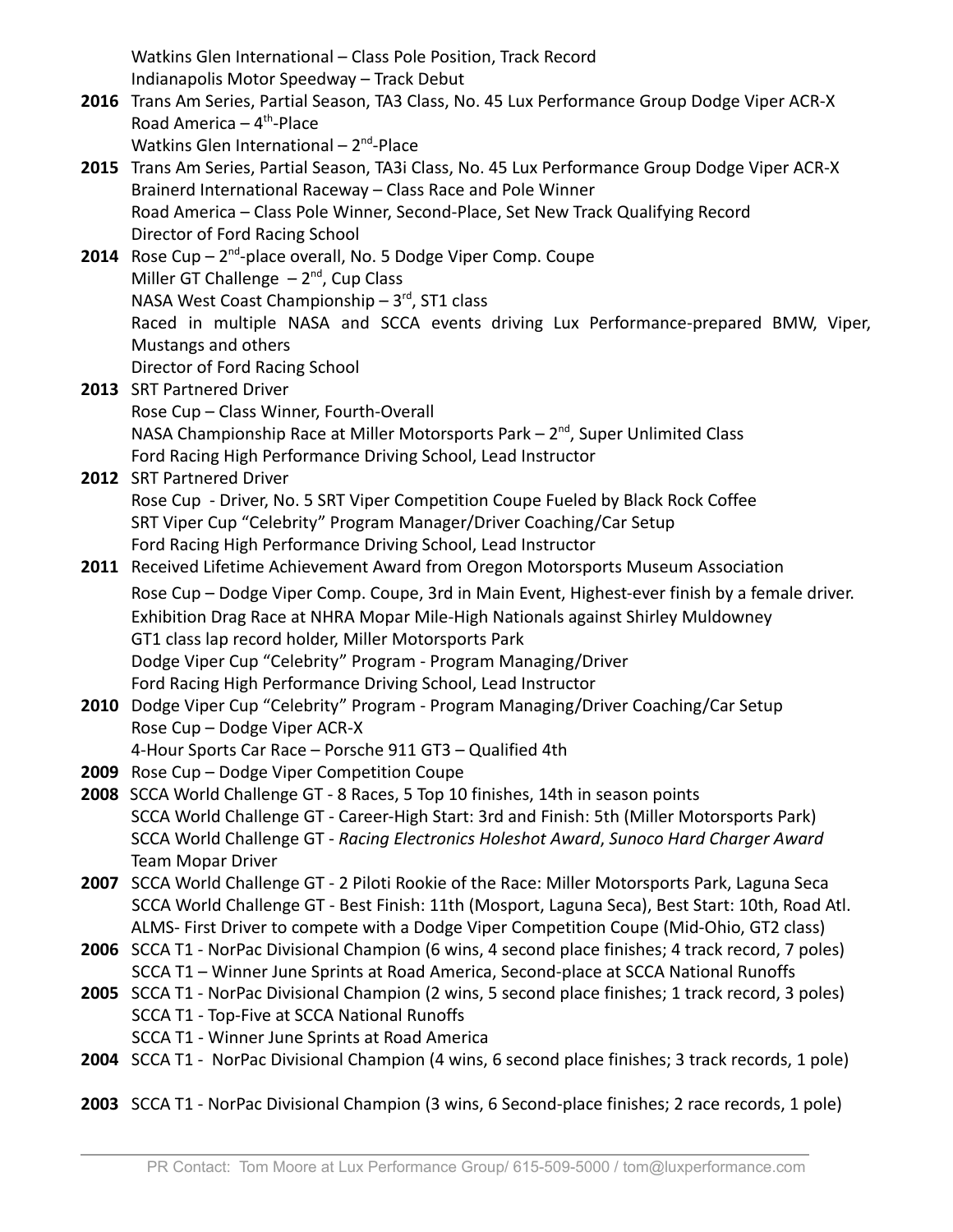Watkins Glen International – Class Pole Position, Track Record
Indianapolis Motor Speedway – Track Debut

**2016** Trans Am Series, Partial Season, TA3 Class, No. 45 Lux Performance Group Dodge Viper ACR-X
Road America – 4th-Place
Watkins Glen International – 2nd-Place

**2015** Trans Am Series, Partial Season, TA3i Class, No. 45 Lux Performance Group Dodge Viper ACR-X
Brainerd International Raceway – Class Race and Pole Winner
Road America – Class Pole Winner, Second-Place, Set New Track Qualifying Record
Director of Ford Racing School

**2014** Rose Cup – 2nd-place overall, No. 5 Dodge Viper Comp. Coupe
Miller GT Challenge – 2nd, Cup Class
NASA West Coast Championship – 3rd, ST1 class
Raced in multiple NASA and SCCA events driving Lux Performance-prepared BMW, Viper, Mustangs and others
Director of Ford Racing School

**2013** SRT Partnered Driver
Rose Cup – Class Winner, Fourth-Overall
NASA Championship Race at Miller Motorsports Park – 2nd, Super Unlimited Class
Ford Racing High Performance Driving School, Lead Instructor

**2012** SRT Partnered Driver
Rose Cup - Driver, No. 5 SRT Viper Competition Coupe Fueled by Black Rock Coffee
SRT Viper Cup "Celebrity" Program Manager/Driver Coaching/Car Setup
Ford Racing High Performance Driving School, Lead Instructor

**2011** Received Lifetime Achievement Award from Oregon Motorsports Museum Association
Rose Cup – Dodge Viper Comp. Coupe, 3rd in Main Event, Highest-ever finish by a female driver.
Exhibition Drag Race at NHRA Mopar Mile-High Nationals against Shirley Muldowney
GT1 class lap record holder, Miller Motorsports Park
Dodge Viper Cup "Celebrity" Program - Program Managing/Driver
Ford Racing High Performance Driving School, Lead Instructor

**2010** Dodge Viper Cup "Celebrity" Program - Program Managing/Driver Coaching/Car Setup
Rose Cup – Dodge Viper ACR-X
4-Hour Sports Car Race – Porsche 911 GT3 – Qualified 4th

**2009** Rose Cup – Dodge Viper Competition Coupe

**2008** SCCA World Challenge GT - 8 Races, 5 Top 10 finishes, 14th in season points
SCCA World Challenge GT - Career-High Start: 3rd and Finish: 5th (Miller Motorsports Park)
SCCA World Challenge GT - *Racing Electronics Holeshot Award*, *Sunoco Hard Charger Award*
Team Mopar Driver

**2007** SCCA World Challenge GT - 2 Piloti Rookie of the Race: Miller Motorsports Park, Laguna Seca
SCCA World Challenge GT - Best Finish: 11th (Mosport, Laguna Seca), Best Start: 10th, Road Atl.
ALMS- First Driver to compete with a Dodge Viper Competition Coupe (Mid-Ohio, GT2 class)

**2006** SCCA T1 - NorPac Divisional Champion (6 wins, 4 second place finishes; 4 track record, 7 poles)
SCCA T1 – Winner June Sprints at Road America, Second-place at SCCA National Runoffs

**2005** SCCA T1 - NorPac Divisional Champion (2 wins, 5 second place finishes; 1 track record, 3 poles)
SCCA T1 - Top-Five at SCCA National Runoffs
SCCA T1 - Winner June Sprints at Road America

**2004** SCCA T1 - NorPac Divisional Champion (4 wins, 6 second place finishes; 3 track records, 1 pole)

**2003** SCCA T1 - NorPac Divisional Champion (3 wins, 6 Second-place finishes; 2 race records, 1 pole)

PR Contact: Tom Moore at Lux Performance Group/ 615-509-5000 / tom@luxperformance.com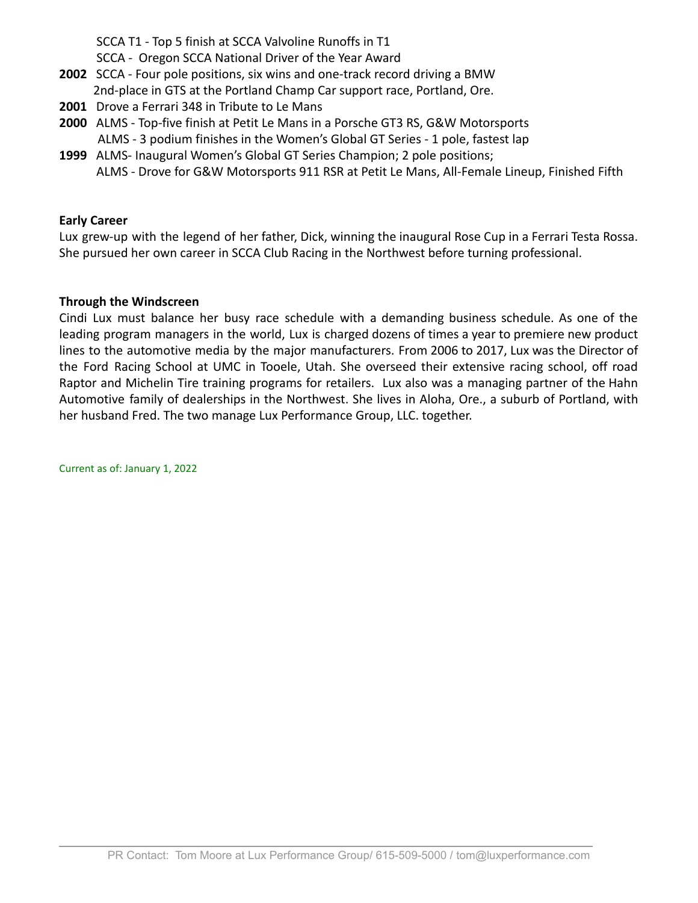SCCA T1 - Top 5 finish at SCCA Valvoline Runoffs in T1
SCCA - Oregon SCCA National Driver of the Year Award

**2002** SCCA - Four pole positions, six wins and one-track record driving a BMW
2nd-place in GTS at the Portland Champ Car support race, Portland, Ore.

**2001** Drove a Ferrari 348 in Tribute to Le Mans

**2000** ALMS - Top-five finish at Petit Le Mans in a Porsche GT3 RS, G&W Motorsports
ALMS - 3 podium finishes in the Women's Global GT Series - 1 pole, fastest lap

**1999** ALMS- Inaugural Women's Global GT Series Champion; 2 pole positions;
ALMS - Drove for G&W Motorsports 911 RSR at Petit Le Mans, All-Female Lineup, Finished Fifth

**Early Career**

Lux grew-up with the legend of her father, Dick, winning the inaugural Rose Cup in a Ferrari Testa Rossa. She pursued her own career in SCCA Club Racing in the Northwest before turning professional.

**Through the Windscreen**

Cindi Lux must balance her busy race schedule with a demanding business schedule. As one of the leading program managers in the world, Lux is charged dozens of times a year to premiere new product lines to the automotive media by the major manufacturers. From 2006 to 2017, Lux was the Director of the Ford Racing School at UMC in Tooele, Utah. She overseed their extensive racing school, off road Raptor and Michelin Tire training programs for retailers. Lux also was a managing partner of the Hahn Automotive family of dealerships in the Northwest. She lives in Aloha, Ore., a suburb of Portland, with her husband Fred. The two manage Lux Performance Group, LLC. together.

Current as of: January 1, 2022